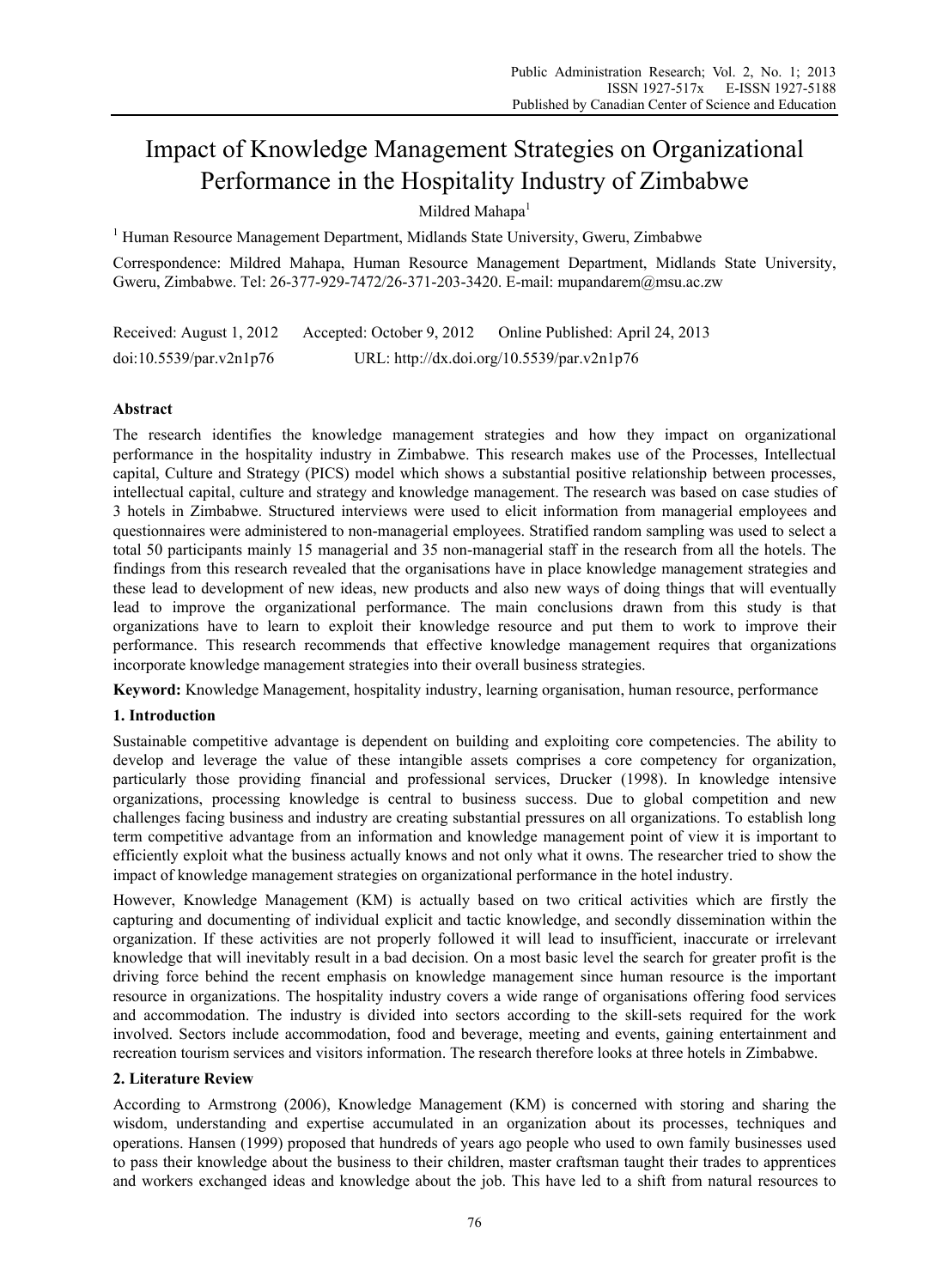# Impact of Knowledge Management Strategies on Organizational Performance in the Hospitality Industry of Zimbabwe

Mildred Mahapa[1]

[1] Human Resource Management Department, Midlands State University, Gweru, Zimbabwe

Correspondence: Mildred Mahapa, Human Resource Management Department, Midlands State University, Gweru, Zimbabwe. Tel: 26-377-929-7472/26-371-203-3420. E-mail: mupandarem@msu.ac.zw

Received: August 1, 2012 Accepted: October 9, 2012 Online Published: April 24, 2013

doi:10.5539/par.v2n1p76 URL: http://dx.doi.org/10.5539/par.v2n1p76

## Abstract

The research identifies the knowledge management strategies and how they impact on organizational performance in the hospitality industry in Zimbabwe. This research makes use of the Processes, Intellectual capital, Culture and Strategy (PICS) model which shows a substantial positive relationship between processes, intellectual capital, culture and strategy and knowledge management. The research was based on case studies of 3 hotels in Zimbabwe. Structured interviews were used to elicit information from managerial employees and questionnaires were administered to non-managerial employees. Stratified random sampling was used to select a total 50 participants mainly 15 managerial and 35 non-managerial staff in the research from all the hotels. The findings from this research revealed that the organisations have in place knowledge management strategies and these lead to development of new ideas, new products and also new ways of doing things that will eventually lead to improve the organizational performance. The main conclusions drawn from this study is that organizations have to learn to exploit their knowledge resource and put them to work to improve their performance. This research recommends that effective knowledge management requires that organizations incorporate knowledge management strategies into their overall business strategies.

**Keyword:** Knowledge Management, hospitality industry, learning organisation, human resource, performance

## 1. Introduction

Sustainable competitive advantage is dependent on building and exploiting core competencies. The ability to develop and leverage the value of these intangible assets comprises a core competency for organization, particularly those providing financial and professional services, Drucker (1998). In knowledge intensive organizations, processing knowledge is central to business success. Due to global competition and new challenges facing business and industry are creating substantial pressures on all organizations. To establish long term competitive advantage from an information and knowledge management point of view it is important to efficiently exploit what the business actually knows and not only what it owns. The researcher tried to show the impact of knowledge management strategies on organizational performance in the hotel industry.

However, Knowledge Management (KM) is actually based on two critical activities which are firstly the capturing and documenting of individual explicit and tactic knowledge, and secondly dissemination within the organization. If these activities are not properly followed it will lead to insufficient, inaccurate or irrelevant knowledge that will inevitably result in a bad decision. On a most basic level the search for greater profit is the driving force behind the recent emphasis on knowledge management since human resource is the important resource in organizations. The hospitality industry covers a wide range of organisations offering food services and accommodation. The industry is divided into sectors according to the skill-sets required for the work involved. Sectors include accommodation, food and beverage, meeting and events, gaining entertainment and recreation tourism services and visitors information. The research therefore looks at three hotels in Zimbabwe.

## 2. Literature Review

According to Armstrong (2006), Knowledge Management (KM) is concerned with storing and sharing the wisdom, understanding and expertise accumulated in an organization about its processes, techniques and operations. Hansen (1999) proposed that hundreds of years ago people who used to own family businesses used to pass their knowledge about the business to their children, master craftsman taught their trades to apprentices and workers exchanged ideas and knowledge about the job. This have led to a shift from natural resources to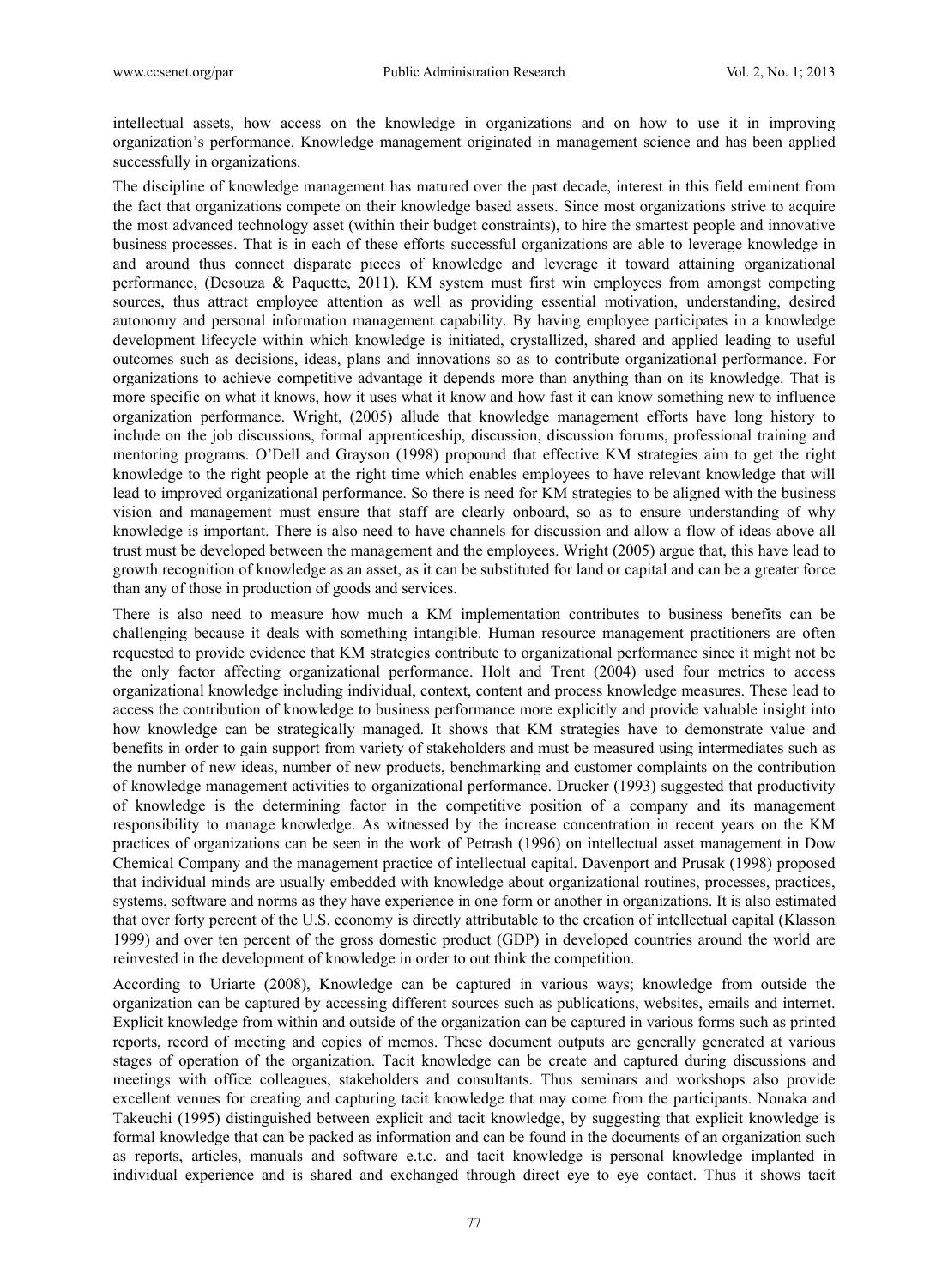intellectual assets, how access on the knowledge in organizations and on how to use it in improving organization's performance. Knowledge management originated in management science and has been applied successfully in organizations.

The discipline of knowledge management has matured over the past decade, interest in this field eminent from the fact that organizations compete on their knowledge based assets. Since most organizations strive to acquire the most advanced technology asset (within their budget constraints), to hire the smartest people and innovative business processes. That is in each of these efforts successful organizations are able to leverage knowledge in and around thus connect disparate pieces of knowledge and leverage it toward attaining organizational performance, (Desouza & Paquette, 2011). KM system must first win employees from amongst competing sources, thus attract employee attention as well as providing essential motivation, understanding, desired autonomy and personal information management capability. By having employee participates in a knowledge development lifecycle within which knowledge is initiated, crystallized, shared and applied leading to useful outcomes such as decisions, ideas, plans and innovations so as to contribute organizational performance. For organizations to achieve competitive advantage it depends more than anything than on its knowledge. That is more specific on what it knows, how it uses what it know and how fast it can know something new to influence organization performance. Wright, (2005) allude that knowledge management efforts have long history to include on the job discussions, formal apprenticeship, discussion, discussion forums, professional training and mentoring programs. O'Dell and Grayson (1998) propound that effective KM strategies aim to get the right knowledge to the right people at the right time which enables employees to have relevant knowledge that will lead to improved organizational performance. So there is need for KM strategies to be aligned with the business vision and management must ensure that staff are clearly onboard, so as to ensure understanding of why knowledge is important. There is also need to have channels for discussion and allow a flow of ideas above all trust must be developed between the management and the employees. Wright (2005) argue that, this have lead to growth recognition of knowledge as an asset, as it can be substituted for land or capital and can be a greater force than any of those in production of goods and services.

There is also need to measure how much a KM implementation contributes to business benefits can be challenging because it deals with something intangible. Human resource management practitioners are often requested to provide evidence that KM strategies contribute to organizational performance since it might not be the only factor affecting organizational performance. Holt and Trent (2004) used four metrics to access organizational knowledge including individual, context, content and process knowledge measures. These lead to access the contribution of knowledge to business performance more explicitly and provide valuable insight into how knowledge can be strategically managed. It shows that KM strategies have to demonstrate value and benefits in order to gain support from variety of stakeholders and must be measured using intermediates such as the number of new ideas, number of new products, benchmarking and customer complaints on the contribution of knowledge management activities to organizational performance. Drucker (1993) suggested that productivity of knowledge is the determining factor in the competitive position of a company and its management responsibility to manage knowledge. As witnessed by the increase concentration in recent years on the KM practices of organizations can be seen in the work of Petrash (1996) on intellectual asset management in Dow Chemical Company and the management practice of intellectual capital. Davenport and Prusak (1998) proposed that individual minds are usually embedded with knowledge about organizational routines, processes, practices, systems, software and norms as they have experience in one form or another in organizations. It is also estimated that over forty percent of the U.S. economy is directly attributable to the creation of intellectual capital (Klasson 1999) and over ten percent of the gross domestic product (GDP) in developed countries around the world are reinvested in the development of knowledge in order to out think the competition.

According to Uriarte (2008), Knowledge can be captured in various ways; knowledge from outside the organization can be captured by accessing different sources such as publications, websites, emails and internet. Explicit knowledge from within and outside of the organization can be captured in various forms such as printed reports, record of meeting and copies of memos. These document outputs are generally generated at various stages of operation of the organization. Tacit knowledge can be create and captured during discussions and meetings with office colleagues, stakeholders and consultants. Thus seminars and workshops also provide excellent venues for creating and capturing tacit knowledge that may come from the participants. Nonaka and Takeuchi (1995) distinguished between explicit and tacit knowledge, by suggesting that explicit knowledge is formal knowledge that can be packed as information and can be found in the documents of an organization such as reports, articles, manuals and software e.t.c. and tacit knowledge is personal knowledge implanted in individual experience and is shared and exchanged through direct eye to eye contact. Thus it shows tacit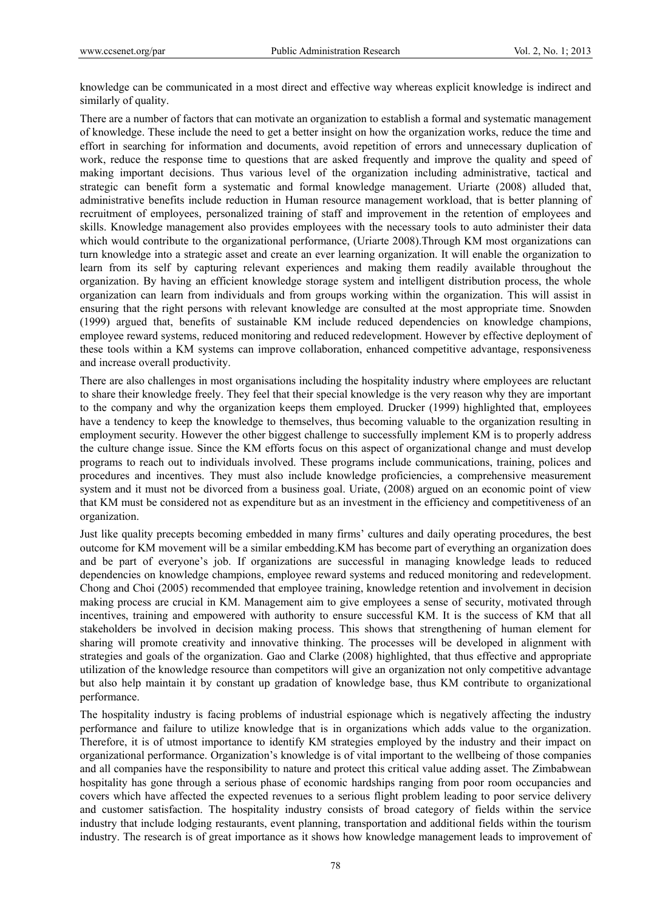knowledge can be communicated in a most direct and effective way whereas explicit knowledge is indirect and similarly of quality.

There are a number of factors that can motivate an organization to establish a formal and systematic management of knowledge. These include the need to get a better insight on how the organization works, reduce the time and effort in searching for information and documents, avoid repetition of errors and unnecessary duplication of work, reduce the response time to questions that are asked frequently and improve the quality and speed of making important decisions. Thus various level of the organization including administrative, tactical and strategic can benefit form a systematic and formal knowledge management. Uriarte (2008) alluded that, administrative benefits include reduction in Human resource management workload, that is better planning of recruitment of employees, personalized training of staff and improvement in the retention of employees and skills. Knowledge management also provides employees with the necessary tools to auto administer their data which would contribute to the organizational performance, (Uriarte 2008).Through KM most organizations can turn knowledge into a strategic asset and create an ever learning organization. It will enable the organization to learn from its self by capturing relevant experiences and making them readily available throughout the organization. By having an efficient knowledge storage system and intelligent distribution process, the whole organization can learn from individuals and from groups working within the organization. This will assist in ensuring that the right persons with relevant knowledge are consulted at the most appropriate time. Snowden (1999) argued that, benefits of sustainable KM include reduced dependencies on knowledge champions, employee reward systems, reduced monitoring and reduced redevelopment. However by effective deployment of these tools within a KM systems can improve collaboration, enhanced competitive advantage, responsiveness and increase overall productivity.

There are also challenges in most organisations including the hospitality industry where employees are reluctant to share their knowledge freely. They feel that their special knowledge is the very reason why they are important to the company and why the organization keeps them employed. Drucker (1999) highlighted that, employees have a tendency to keep the knowledge to themselves, thus becoming valuable to the organization resulting in employment security. However the other biggest challenge to successfully implement KM is to properly address the culture change issue. Since the KM efforts focus on this aspect of organizational change and must develop programs to reach out to individuals involved. These programs include communications, training, polices and procedures and incentives. They must also include knowledge proficiencies, a comprehensive measurement system and it must not be divorced from a business goal. Uriate, (2008) argued on an economic point of view that KM must be considered not as expenditure but as an investment in the efficiency and competitiveness of an organization.

Just like quality precepts becoming embedded in many firms' cultures and daily operating procedures, the best outcome for KM movement will be a similar embedding.KM has become part of everything an organization does and be part of everyone's job. If organizations are successful in managing knowledge leads to reduced dependencies on knowledge champions, employee reward systems and reduced monitoring and redevelopment. Chong and Choi (2005) recommended that employee training, knowledge retention and involvement in decision making process are crucial in KM. Management aim to give employees a sense of security, motivated through incentives, training and empowered with authority to ensure successful KM. It is the success of KM that all stakeholders be involved in decision making process. This shows that strengthening of human element for sharing will promote creativity and innovative thinking. The processes will be developed in alignment with strategies and goals of the organization. Gao and Clarke (2008) highlighted, that thus effective and appropriate utilization of the knowledge resource than competitors will give an organization not only competitive advantage but also help maintain it by constant up gradation of knowledge base, thus KM contribute to organizational performance.

The hospitality industry is facing problems of industrial espionage which is negatively affecting the industry performance and failure to utilize knowledge that is in organizations which adds value to the organization. Therefore, it is of utmost importance to identify KM strategies employed by the industry and their impact on organizational performance. Organization's knowledge is of vital important to the wellbeing of those companies and all companies have the responsibility to nature and protect this critical value adding asset. The Zimbabwean hospitality has gone through a serious phase of economic hardships ranging from poor room occupancies and covers which have affected the expected revenues to a serious flight problem leading to poor service delivery and customer satisfaction. The hospitality industry consists of broad category of fields within the service industry that include lodging restaurants, event planning, transportation and additional fields within the tourism industry. The research is of great importance as it shows how knowledge management leads to improvement of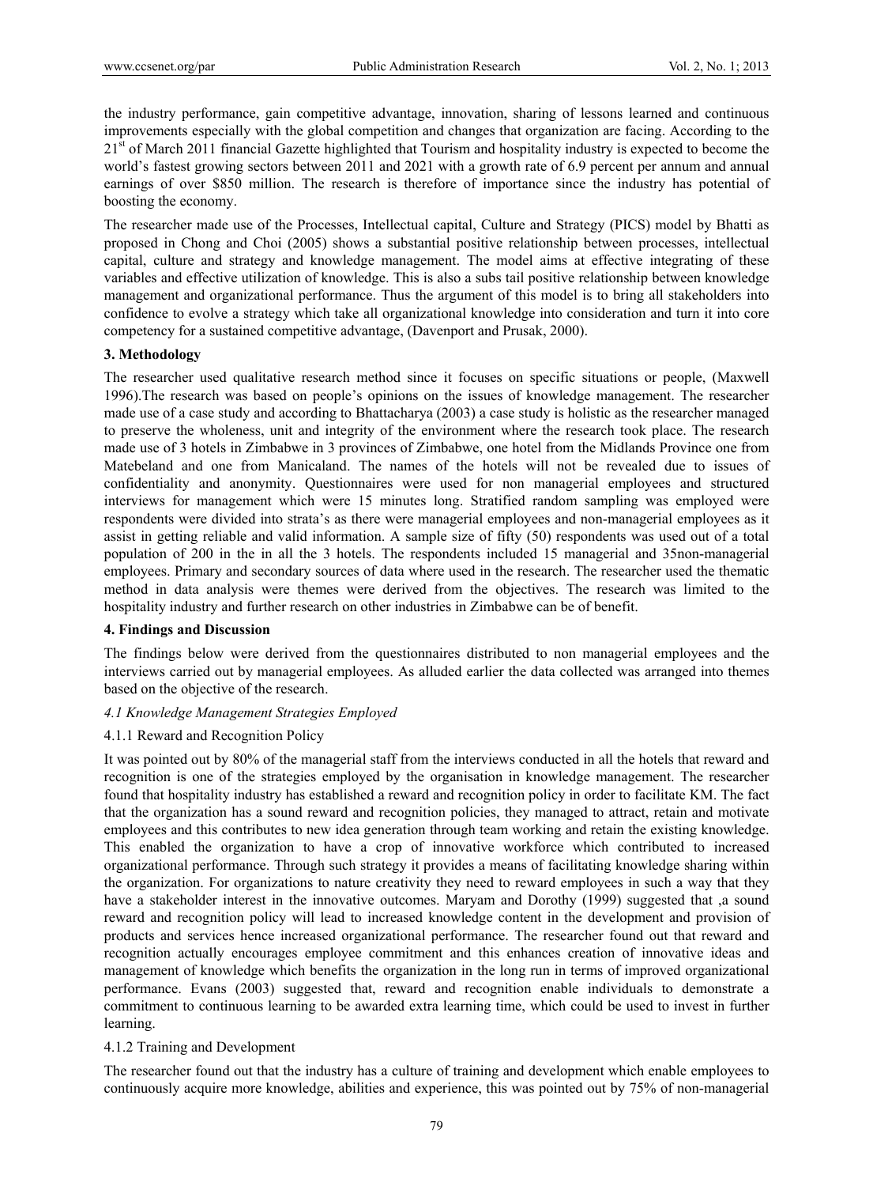the industry performance, gain competitive advantage, innovation, sharing of lessons learned and continuous improvements especially with the global competition and changes that organization are facing. According to the 21st of March 2011 financial Gazette highlighted that Tourism and hospitality industry is expected to become the world's fastest growing sectors between 2011 and 2021 with a growth rate of 6.9 percent per annum and annual earnings of over $850 million. The research is therefore of importance since the industry has potential of boosting the economy.

The researcher made use of the Processes, Intellectual capital, Culture and Strategy (PICS) model by Bhatti as proposed in Chong and Choi (2005) shows a substantial positive relationship between processes, intellectual capital, culture and strategy and knowledge management. The model aims at effective integrating of these variables and effective utilization of knowledge. This is also a subs tail positive relationship between knowledge management and organizational performance. Thus the argument of this model is to bring all stakeholders into confidence to evolve a strategy which take all organizational knowledge into consideration and turn it into core competency for a sustained competitive advantage, (Davenport and Prusak, 2000).

## 3. Methodology

The researcher used qualitative research method since it focuses on specific situations or people, (Maxwell 1996).The research was based on people's opinions on the issues of knowledge management. The researcher made use of a case study and according to Bhattacharya (2003) a case study is holistic as the researcher managed to preserve the wholeness, unit and integrity of the environment where the research took place. The research made use of 3 hotels in Zimbabwe in 3 provinces of Zimbabwe, one hotel from the Midlands Province one from Matebeland and one from Manicaland. The names of the hotels will not be revealed due to issues of confidentiality and anonymity. Questionnaires were used for non managerial employees and structured interviews for management which were 15 minutes long. Stratified random sampling was employed were respondents were divided into strata's as there were managerial employees and non-managerial employees as it assist in getting reliable and valid information. A sample size of fifty (50) respondents was used out of a total population of 200 in the in all the 3 hotels. The respondents included 15 managerial and 35non-managerial employees. Primary and secondary sources of data where used in the research. The researcher used the thematic method in data analysis were themes were derived from the objectives. The research was limited to the hospitality industry and further research on other industries in Zimbabwe can be of benefit.

## 4. Findings and Discussion

The findings below were derived from the questionnaires distributed to non managerial employees and the interviews carried out by managerial employees. As alluded earlier the data collected was arranged into themes based on the objective of the research.

### *4.1 Knowledge Management Strategies Employed*

#### 4.1.1 Reward and Recognition Policy

It was pointed out by 80% of the managerial staff from the interviews conducted in all the hotels that reward and recognition is one of the strategies employed by the organisation in knowledge management. The researcher found that hospitality industry has established a reward and recognition policy in order to facilitate KM. The fact that the organization has a sound reward and recognition policies, they managed to attract, retain and motivate employees and this contributes to new idea generation through team working and retain the existing knowledge. This enabled the organization to have a crop of innovative workforce which contributed to increased organizational performance. Through such strategy it provides a means of facilitating knowledge sharing within the organization. For organizations to nature creativity they need to reward employees in such a way that they have a stakeholder interest in the innovative outcomes. Maryam and Dorothy (1999) suggested that ,a sound reward and recognition policy will lead to increased knowledge content in the development and provision of products and services hence increased organizational performance. The researcher found out that reward and recognition actually encourages employee commitment and this enhances creation of innovative ideas and management of knowledge which benefits the organization in the long run in terms of improved organizational performance. Evans (2003) suggested that, reward and recognition enable individuals to demonstrate a commitment to continuous learning to be awarded extra learning time, which could be used to invest in further learning.

#### 4.1.2 Training and Development

The researcher found out that the industry has a culture of training and development which enable employees to continuously acquire more knowledge, abilities and experience, this was pointed out by 75% of non-managerial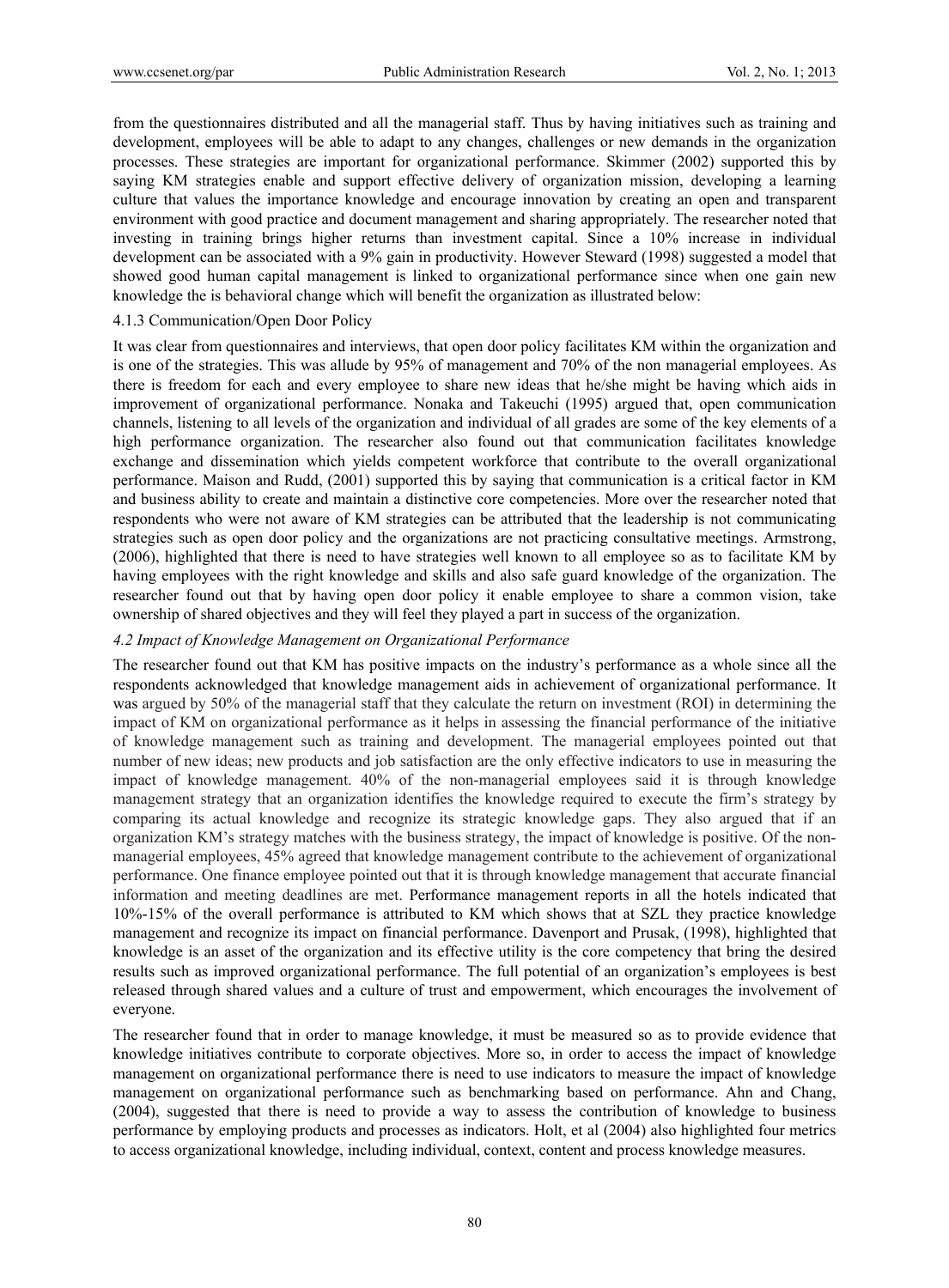from the questionnaires distributed and all the managerial staff. Thus by having initiatives such as training and development, employees will be able to adapt to any changes, challenges or new demands in the organization processes. These strategies are important for organizational performance. Skimmer (2002) supported this by saying KM strategies enable and support effective delivery of organization mission, developing a learning culture that values the importance knowledge and encourage innovation by creating an open and transparent environment with good practice and document management and sharing appropriately. The researcher noted that investing in training brings higher returns than investment capital. Since a 10% increase in individual development can be associated with a 9% gain in productivity. However Steward (1998) suggested a model that showed good human capital management is linked to organizational performance since when one gain new knowledge the is behavioral change which will benefit the organization as illustrated below:

#### 4.1.3 Communication/Open Door Policy

It was clear from questionnaires and interviews, that open door policy facilitates KM within the organization and is one of the strategies. This was allude by 95% of management and 70% of the non managerial employees. As there is freedom for each and every employee to share new ideas that he/she might be having which aids in improvement of organizational performance. Nonaka and Takeuchi (1995) argued that, open communication channels, listening to all levels of the organization and individual of all grades are some of the key elements of a high performance organization. The researcher also found out that communication facilitates knowledge exchange and dissemination which yields competent workforce that contribute to the overall organizational performance. Maison and Rudd, (2001) supported this by saying that communication is a critical factor in KM and business ability to create and maintain a distinctive core competencies. More over the researcher noted that respondents who were not aware of KM strategies can be attributed that the leadership is not communicating strategies such as open door policy and the organizations are not practicing consultative meetings. Armstrong, (2006), highlighted that there is need to have strategies well known to all employee so as to facilitate KM by having employees with the right knowledge and skills and also safe guard knowledge of the organization. The researcher found out that by having open door policy it enable employee to share a common vision, take ownership of shared objectives and they will feel they played a part in success of the organization.

### *4.2 Impact of Knowledge Management on Organizational Performance*

The researcher found out that KM has positive impacts on the industry's performance as a whole since all the respondents acknowledged that knowledge management aids in achievement of organizational performance. It was argued by 50% of the managerial staff that they calculate the return on investment (ROI) in determining the impact of KM on organizational performance as it helps in assessing the financial performance of the initiative of knowledge management such as training and development. The managerial employees pointed out that number of new ideas; new products and job satisfaction are the only effective indicators to use in measuring the impact of knowledge management. 40% of the non-managerial employees said it is through knowledge management strategy that an organization identifies the knowledge required to execute the firm's strategy by comparing its actual knowledge and recognize its strategic knowledge gaps. They also argued that if an organization KM's strategy matches with the business strategy, the impact of knowledge is positive. Of the non-managerial employees, 45% agreed that knowledge management contribute to the achievement of organizational performance. One finance employee pointed out that it is through knowledge management that accurate financial information and meeting deadlines are met. Performance management reports in all the hotels indicated that 10%-15% of the overall performance is attributed to KM which shows that at SZL they practice knowledge management and recognize its impact on financial performance. Davenport and Prusak, (1998), highlighted that knowledge is an asset of the organization and its effective utility is the core competency that bring the desired results such as improved organizational performance. The full potential of an organization's employees is best released through shared values and a culture of trust and empowerment, which encourages the involvement of everyone.

The researcher found that in order to manage knowledge, it must be measured so as to provide evidence that knowledge initiatives contribute to corporate objectives. More so, in order to access the impact of knowledge management on organizational performance there is need to use indicators to measure the impact of knowledge management on organizational performance such as benchmarking based on performance. Ahn and Chang, (2004), suggested that there is need to provide a way to assess the contribution of knowledge to business performance by employing products and processes as indicators. Holt, et al (2004) also highlighted four metrics to access organizational knowledge, including individual, context, content and process knowledge measures.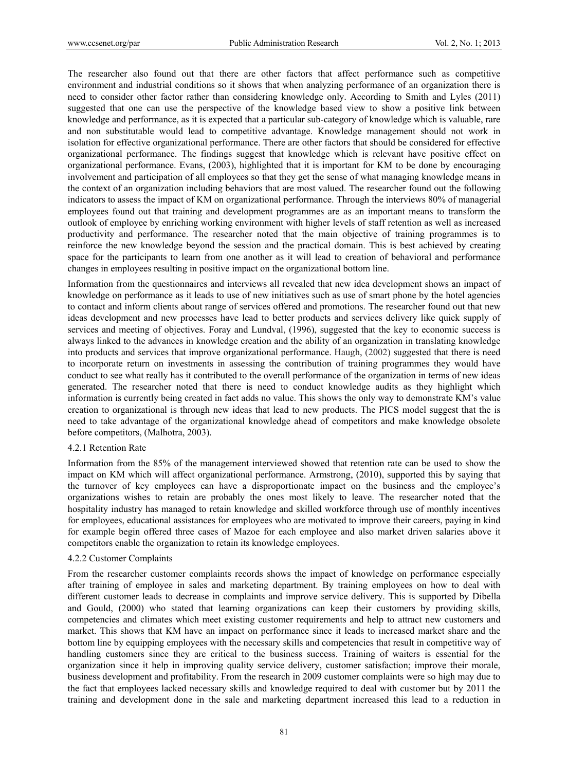The researcher also found out that there are other factors that affect performance such as competitive environment and industrial conditions so it shows that when analyzing performance of an organization there is need to consider other factor rather than considering knowledge only. According to Smith and Lyles (2011) suggested that one can use the perspective of the knowledge based view to show a positive link between knowledge and performance, as it is expected that a particular sub-category of knowledge which is valuable, rare and non substitutable would lead to competitive advantage. Knowledge management should not work in isolation for effective organizational performance. There are other factors that should be considered for effective organizational performance. The findings suggest that knowledge which is relevant have positive effect on organizational performance. Evans, (2003), highlighted that it is important for KM to be done by encouraging involvement and participation of all employees so that they get the sense of what managing knowledge means in the context of an organization including behaviors that are most valued. The researcher found out the following indicators to assess the impact of KM on organizational performance. Through the interviews 80% of managerial employees found out that training and development programmes are as an important means to transform the outlook of employee by enriching working environment with higher levels of staff retention as well as increased productivity and performance. The researcher noted that the main objective of training programmes is to reinforce the new knowledge beyond the session and the practical domain. This is best achieved by creating space for the participants to learn from one another as it will lead to creation of behavioral and performance changes in employees resulting in positive impact on the organizational bottom line.

Information from the questionnaires and interviews all revealed that new idea development shows an impact of knowledge on performance as it leads to use of new initiatives such as use of smart phone by the hotel agencies to contact and inform clients about range of services offered and promotions. The researcher found out that new ideas development and new processes have lead to better products and services delivery like quick supply of services and meeting of objectives. Foray and Lundval, (1996), suggested that the key to economic success is always linked to the advances in knowledge creation and the ability of an organization in translating knowledge into products and services that improve organizational performance. Haugh, (2002) suggested that there is need to incorporate return on investments in assessing the contribution of training programmes they would have conduct to see what really has it contributed to the overall performance of the organization in terms of new ideas generated. The researcher noted that there is need to conduct knowledge audits as they highlight which information is currently being created in fact adds no value. This shows the only way to demonstrate KM's value creation to organizational is through new ideas that lead to new products. The PICS model suggest that the is need to take advantage of the organizational knowledge ahead of competitors and make knowledge obsolete before competitors, (Malhotra, 2003).

#### 4.2.1 Retention Rate

Information from the 85% of the management interviewed showed that retention rate can be used to show the impact on KM which will affect organizational performance. Armstrong, (2010), supported this by saying that the turnover of key employees can have a disproportionate impact on the business and the employee's organizations wishes to retain are probably the ones most likely to leave. The researcher noted that the hospitality industry has managed to retain knowledge and skilled workforce through use of monthly incentives for employees, educational assistances for employees who are motivated to improve their careers, paying in kind for example begin offered three cases of Mazoe for each employee and also market driven salaries above it competitors enable the organization to retain its knowledge employees.

#### 4.2.2 Customer Complaints

From the researcher customer complaints records shows the impact of knowledge on performance especially after training of employee in sales and marketing department. By training employees on how to deal with different customer leads to decrease in complaints and improve service delivery. This is supported by Dibella and Gould, (2000) who stated that learning organizations can keep their customers by providing skills, competencies and climates which meet existing customer requirements and help to attract new customers and market. This shows that KM have an impact on performance since it leads to increased market share and the bottom line by equipping employees with the necessary skills and competencies that result in competitive way of handling customers since they are critical to the business success. Training of waiters is essential for the organization since it help in improving quality service delivery, customer satisfaction; improve their morale, business development and profitability. From the research in 2009 customer complaints were so high may due to the fact that employees lacked necessary skills and knowledge required to deal with customer but by 2011 the training and development done in the sale and marketing department increased this lead to a reduction in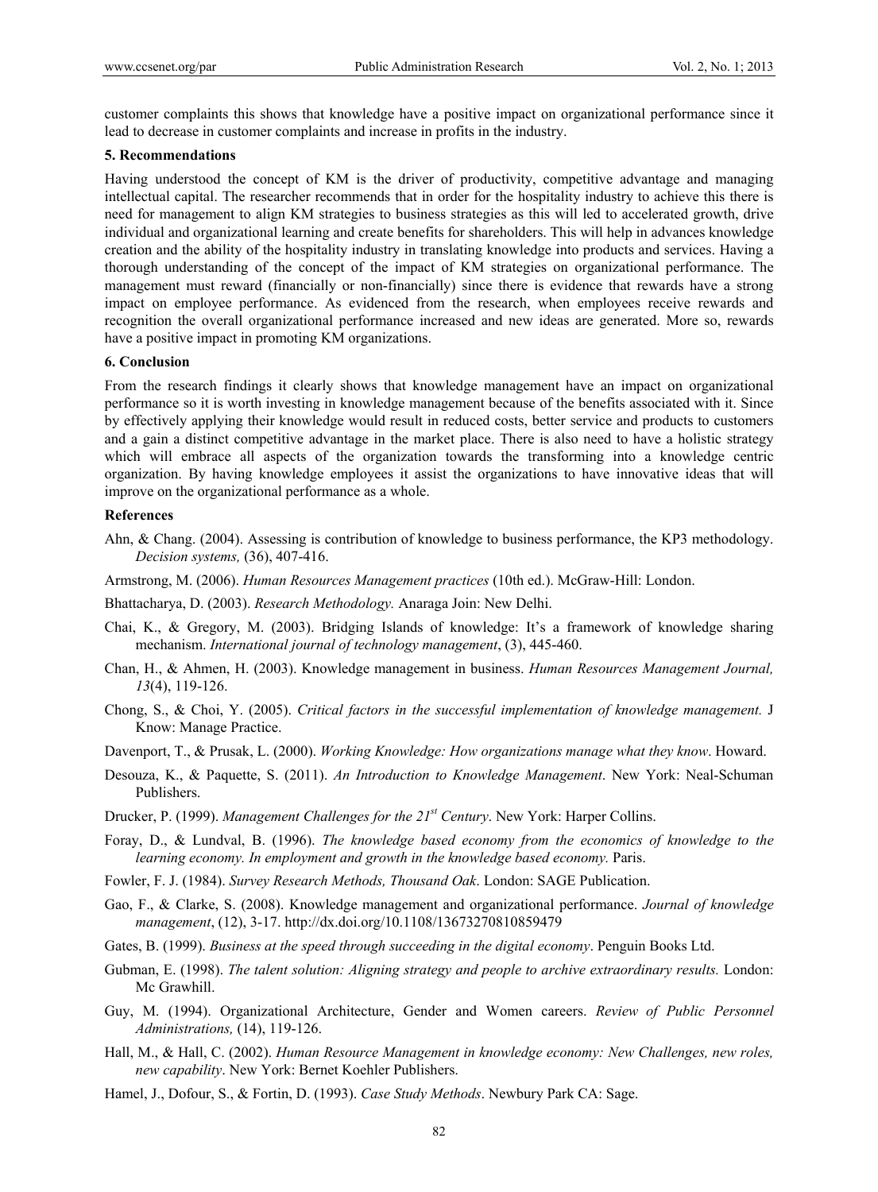customer complaints this shows that knowledge have a positive impact on organizational performance since it lead to decrease in customer complaints and increase in profits in the industry.

## 5. Recommendations

Having understood the concept of KM is the driver of productivity, competitive advantage and managing intellectual capital. The researcher recommends that in order for the hospitality industry to achieve this there is need for management to align KM strategies to business strategies as this will led to accelerated growth, drive individual and organizational learning and create benefits for shareholders. This will help in advances knowledge creation and the ability of the hospitality industry in translating knowledge into products and services. Having a thorough understanding of the concept of the impact of KM strategies on organizational performance. The management must reward (financially or non-financially) since there is evidence that rewards have a strong impact on employee performance. As evidenced from the research, when employees receive rewards and recognition the overall organizational performance increased and new ideas are generated. More so, rewards have a positive impact in promoting KM organizations.

## 6. Conclusion

From the research findings it clearly shows that knowledge management have an impact on organizational performance so it is worth investing in knowledge management because of the benefits associated with it. Since by effectively applying their knowledge would result in reduced costs, better service and products to customers and a gain a distinct competitive advantage in the market place. There is also need to have a holistic strategy which will embrace all aspects of the organization towards the transforming into a knowledge centric organization. By having knowledge employees it assist the organizations to have innovative ideas that will improve on the organizational performance as a whole.

## References

Ahn, & Chang. (2004). Assessing is contribution of knowledge to business performance, the KP3 methodology. *Decision systems,* (36), 407-416.

Armstrong, M. (2006). *Human Resources Management practices* (10th ed.). McGraw-Hill: London.

Bhattacharya, D. (2003). *Research Methodology.* Anaraga Join: New Delhi.

Chai, K., & Gregory, M. (2003). Bridging Islands of knowledge: It's a framework of knowledge sharing mechanism. *International journal of technology management*, (3), 445-460.

Chan, H., & Ahmen, H. (2003). Knowledge management in business. *Human Resources Management Journal, 13*(4), 119-126.

Chong, S., & Choi, Y. (2005). *Critical factors in the successful implementation of knowledge management.* J Know: Manage Practice.

Davenport, T., & Prusak, L. (2000). *Working Knowledge: How organizations manage what they know*. Howard.

Desouza, K., & Paquette, S. (2011). *An Introduction to Knowledge Management*. New York: Neal-Schuman Publishers.

Drucker, P. (1999). *Management Challenges for the 21st Century*. New York: Harper Collins.

Foray, D., & Lundval, B. (1996). *The knowledge based economy from the economics of knowledge to the learning economy. In employment and growth in the knowledge based economy.* Paris.

Fowler, F. J. (1984). *Survey Research Methods, Thousand Oak*. London: SAGE Publication.

Gao, F., & Clarke, S. (2008). Knowledge management and organizational performance. *Journal of knowledge management*, (12), 3-17. http://dx.doi.org/10.1108/13673270810859479

Gates, B. (1999). *Business at the speed through succeeding in the digital economy*. Penguin Books Ltd.

Gubman, E. (1998). *The talent solution: Aligning strategy and people to archive extraordinary results.* London: Mc Grawhill.

Guy, M. (1994). Organizational Architecture, Gender and Women careers. *Review of Public Personnel Administrations,* (14), 119-126.

Hall, M., & Hall, C. (2002). *Human Resource Management in knowledge economy: New Challenges, new roles, new capability*. New York: Bernet Koehler Publishers.

Hamel, J., Dofour, S., & Fortin, D. (1993). *Case Study Methods*. Newbury Park CA: Sage.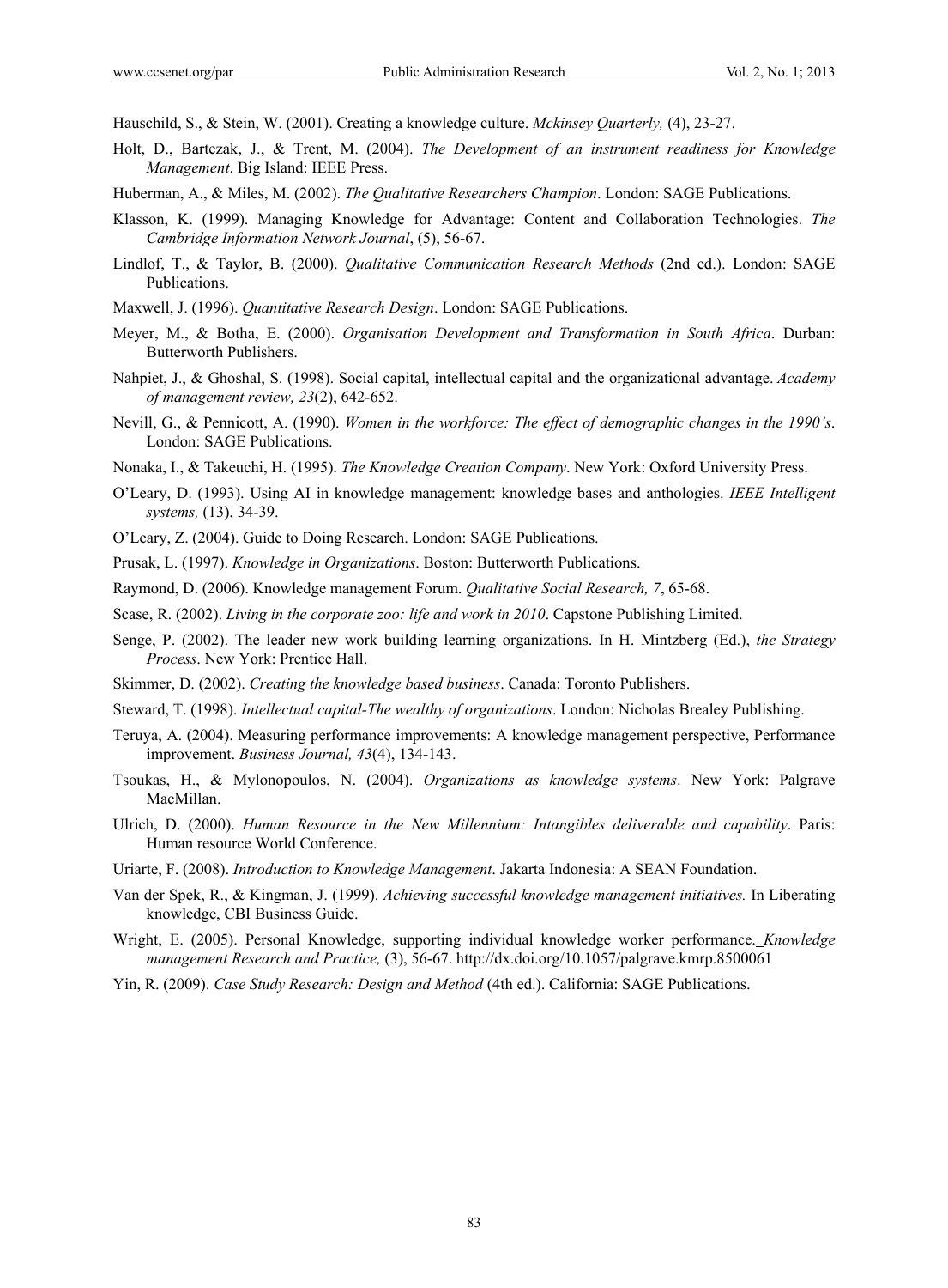Hauschild, S., & Stein, W. (2001). Creating a knowledge culture. *Mckinsey Quarterly,* (4), 23-27.

Holt, D., Bartezak, J., & Trent, M. (2004). *The Development of an instrument readiness for Knowledge Management*. Big Island: IEEE Press.

Huberman, A., & Miles, M. (2002). *The Qualitative Researchers Champion*. London: SAGE Publications.

Klasson, K. (1999). Managing Knowledge for Advantage: Content and Collaboration Technologies. *The Cambridge Information Network Journal*, (5), 56-67.

Lindlof, T., & Taylor, B. (2000). *Qualitative Communication Research Methods* (2nd ed.). London: SAGE Publications.

Maxwell, J. (1996). *Quantitative Research Design*. London: SAGE Publications.

Meyer, M., & Botha, E. (2000). *Organisation Development and Transformation in South Africa*. Durban: Butterworth Publishers.

Nahpiet, J., & Ghoshal, S. (1998). Social capital, intellectual capital and the organizational advantage. *Academy of management review, 23*(2), 642-652.

Nevill, G., & Pennicott, A. (1990). *Women in the workforce: The effect of demographic changes in the 1990's*. London: SAGE Publications.

Nonaka, I., & Takeuchi, H. (1995). *The Knowledge Creation Company*. New York: Oxford University Press.

O'Leary, D. (1993). Using AI in knowledge management: knowledge bases and anthologies. *IEEE Intelligent systems,* (13), 34-39.

O'Leary, Z. (2004). Guide to Doing Research. London: SAGE Publications.

Prusak, L. (1997). *Knowledge in Organizations*. Boston: Butterworth Publications.

Raymond, D. (2006). Knowledge management Forum. *Qualitative Social Research, 7*, 65-68.

Scase, R. (2002). *Living in the corporate zoo: life and work in 2010*. Capstone Publishing Limited.

Senge, P. (2002). The leader new work building learning organizations. In H. Mintzberg (Ed.), *the Strategy Process*. New York: Prentice Hall.

Skimmer, D. (2002). *Creating the knowledge based business*. Canada: Toronto Publishers.

Steward, T. (1998). *Intellectual capital-The wealthy of organizations*. London: Nicholas Brealey Publishing.

Teruya, A. (2004). Measuring performance improvements: A knowledge management perspective, Performance improvement. *Business Journal, 43*(4), 134-143.

Tsoukas, H., & Mylonopoulos, N. (2004). *Organizations as knowledge systems*. New York: Palgrave MacMillan.

Ulrich, D. (2000). *Human Resource in the New Millennium: Intangibles deliverable and capability*. Paris: Human resource World Conference.

Uriarte, F. (2008). *Introduction to Knowledge Management*. Jakarta Indonesia: A SEAN Foundation.

Van der Spek, R., & Kingman, J. (1999). *Achieving successful knowledge management initiatives.* In Liberating knowledge, CBI Business Guide.

Wright, E. (2005). Personal Knowledge, supporting individual knowledge worker performance. *Knowledge management Research and Practice,* (3), 56-67. http://dx.doi.org/10.1057/palgrave.kmrp.8500061

Yin, R. (2009). *Case Study Research: Design and Method* (4th ed.). California: SAGE Publications.